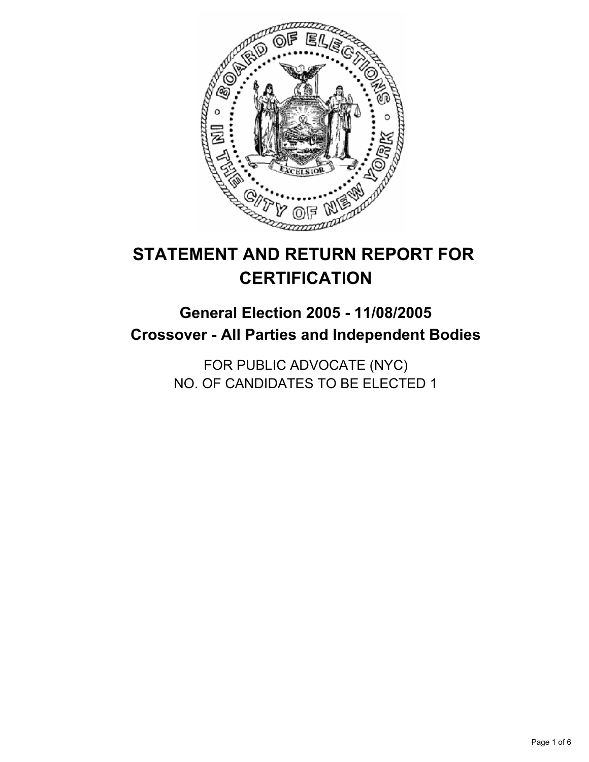# STATEMENT AND RETURN REPORT FOR CERTIFICATION

## General Election 2005 - 11/08/2005
## Crossover - All Parties and Independent Bodies

FOR PUBLIC ADVOCATE (NYC)
NO. OF CANDIDATES TO BE ELECTED 1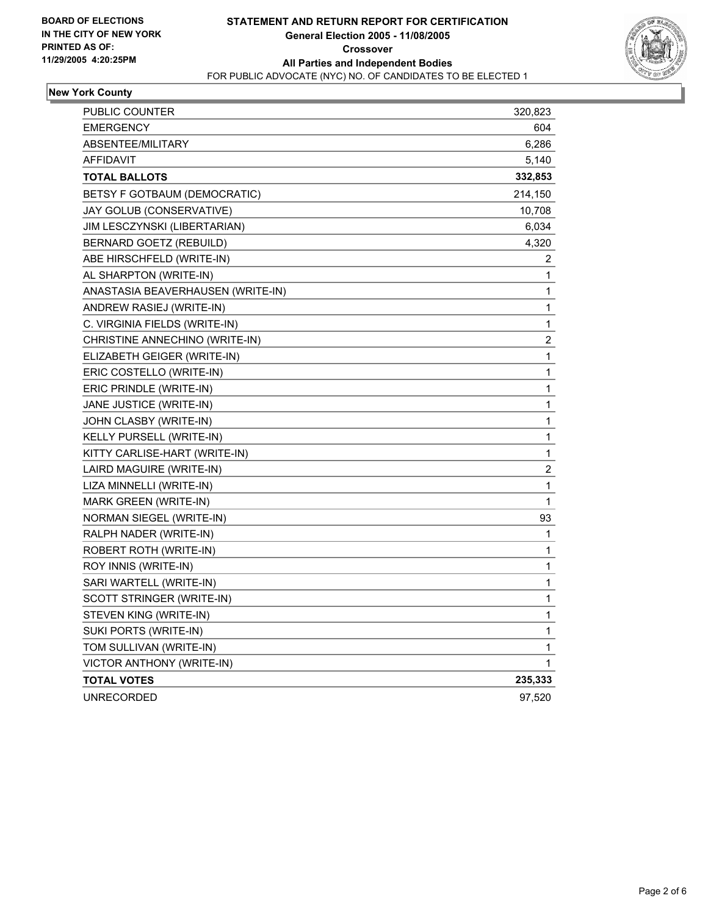**BOARD OF ELECTIONS IN THE CITY OF NEW YORK PRINTED AS OF: 11/29/2005 4:20:25PM**

# STATEMENT AND RETURN REPORT FOR CERTIFICATION

**General Election 2005 - 11/08/2005**
**Crossover**
**All Parties and Independent Bodies**
FOR PUBLIC ADVOCATE (NYC) NO. OF CANDIDATES TO BE ELECTED 1

## New York County

| | |
|---|---|
| PUBLIC COUNTER | 320,823 |
| EMERGENCY | 604 |
| ABSENTEE/MILITARY | 6,286 |
| AFFIDAVIT | 5,140 |
| **TOTAL BALLOTS** | **332,853** |
| BETSY F GOTBAUM (DEMOCRATIC) | 214,150 |
| JAY GOLUB (CONSERVATIVE) | 10,708 |
| JIM LESCZYNSKI (LIBERTARIAN) | 6,034 |
| BERNARD GOETZ (REBUILD) | 4,320 |
| ABE HIRSCHFELD (WRITE-IN) | 2 |
| AL SHARPTON (WRITE-IN) | 1 |
| ANASTASIA BEAVERHAUSEN (WRITE-IN) | 1 |
| ANDREW RASIEJ (WRITE-IN) | 1 |
| C. VIRGINIA FIELDS (WRITE-IN) | 1 |
| CHRISTINE ANNECHINO (WRITE-IN) | 2 |
| ELIZABETH GEIGER (WRITE-IN) | 1 |
| ERIC COSTELLO (WRITE-IN) | 1 |
| ERIC PRINDLE (WRITE-IN) | 1 |
| JANE JUSTICE (WRITE-IN) | 1 |
| JOHN CLASBY (WRITE-IN) | 1 |
| KELLY PURSELL (WRITE-IN) | 1 |
| KITTY CARLISE-HART (WRITE-IN) | 1 |
| LAIRD MAGUIRE (WRITE-IN) | 2 |
| LIZA MINNELLI (WRITE-IN) | 1 |
| MARK GREEN (WRITE-IN) | 1 |
| NORMAN SIEGEL (WRITE-IN) | 93 |
| RALPH NADER (WRITE-IN) | 1 |
| ROBERT ROTH (WRITE-IN) | 1 |
| ROY INNIS (WRITE-IN) | 1 |
| SARI WARTELL (WRITE-IN) | 1 |
| SCOTT STRINGER (WRITE-IN) | 1 |
| STEVEN KING (WRITE-IN) | 1 |
| SUKI PORTS (WRITE-IN) | 1 |
| TOM SULLIVAN (WRITE-IN) | 1 |
| VICTOR ANTHONY (WRITE-IN) | 1 |
| **TOTAL VOTES** | **235,333** |
| UNRECORDED | 97,520 |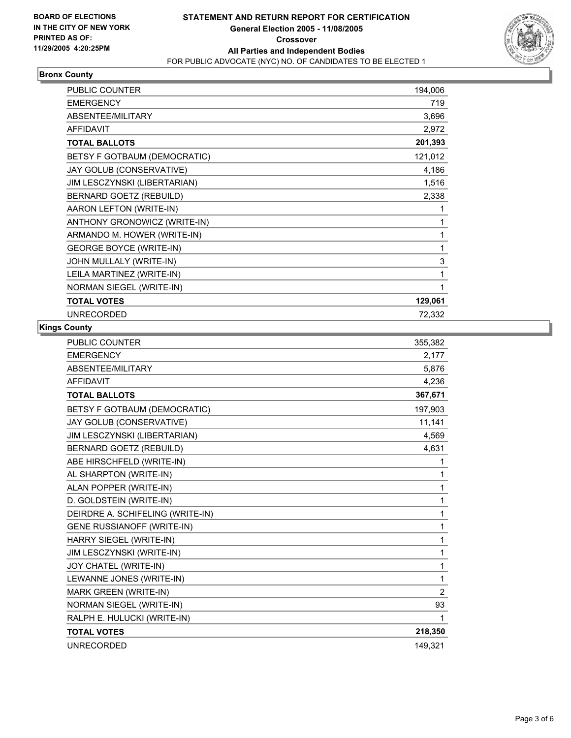**BOARD OF ELECTIONS IN THE CITY OF NEW YORK PRINTED AS OF: 11/29/2005 4:20:25PM**

# STATEMENT AND RETURN REPORT FOR CERTIFICATION
## General Election 2005 - 11/08/2005
## Crossover
## All Parties and Independent Bodies
FOR PUBLIC ADVOCATE (NYC) NO. OF CANDIDATES TO BE ELECTED 1

### Bronx County

| | |
|---|---|
| PUBLIC COUNTER | 194,006 |
| EMERGENCY | 719 |
| ABSENTEE/MILITARY | 3,696 |
| AFFIDAVIT | 2,972 |
| **TOTAL BALLOTS** | **201,393** |
| BETSY F GOTBAUM (DEMOCRATIC) | 121,012 |
| JAY GOLUB (CONSERVATIVE) | 4,186 |
| JIM LESCZYNSKI (LIBERTARIAN) | 1,516 |
| BERNARD GOETZ (REBUILD) | 2,338 |
| AARON LEFTON (WRITE-IN) | 1 |
| ANTHONY GRONOWICZ (WRITE-IN) | 1 |
| ARMANDO M. HOWER (WRITE-IN) | 1 |
| GEORGE BOYCE (WRITE-IN) | 1 |
| JOHN MULLALY (WRITE-IN) | 3 |
| LEILA MARTINEZ (WRITE-IN) | 1 |
| NORMAN SIEGEL (WRITE-IN) | 1 |
| **TOTAL VOTES** | **129,061** |
| UNRECORDED | 72,332 |

### Kings County

| | |
|---|---|
| PUBLIC COUNTER | 355,382 |
| EMERGENCY | 2,177 |
| ABSENTEE/MILITARY | 5,876 |
| AFFIDAVIT | 4,236 |
| **TOTAL BALLOTS** | **367,671** |
| BETSY F GOTBAUM (DEMOCRATIC) | 197,903 |
| JAY GOLUB (CONSERVATIVE) | 11,141 |
| JIM LESCZYNSKI (LIBERTARIAN) | 4,569 |
| BERNARD GOETZ (REBUILD) | 4,631 |
| ABE HIRSCHFELD (WRITE-IN) | 1 |
| AL SHARPTON (WRITE-IN) | 1 |
| ALAN POPPER (WRITE-IN) | 1 |
| D. GOLDSTEIN (WRITE-IN) | 1 |
| DEIRDRE A. SCHIFELING (WRITE-IN) | 1 |
| GENE RUSSIANOFF (WRITE-IN) | 1 |
| HARRY SIEGEL (WRITE-IN) | 1 |
| JIM LESCZYNSKI (WRITE-IN) | 1 |
| JOY CHATEL (WRITE-IN) | 1 |
| LEWANNE JONES (WRITE-IN) | 1 |
| MARK GREEN (WRITE-IN) | 2 |
| NORMAN SIEGEL (WRITE-IN) | 93 |
| RALPH E. HULUCKI (WRITE-IN) | 1 |
| **TOTAL VOTES** | **218,350** |
| UNRECORDED | 149,321 |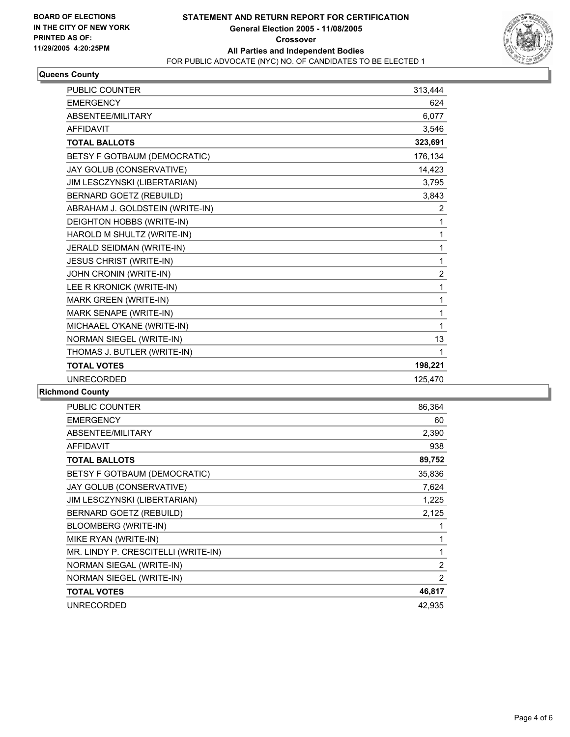**BOARD OF ELECTIONS IN THE CITY OF NEW YORK**
**PRINTED AS OF: 11/29/2005 4:20:25PM**

# STATEMENT AND RETURN REPORT FOR CERTIFICATION
## General Election 2005 - 11/08/2005
## Crossover
## All Parties and Independent Bodies
FOR PUBLIC ADVOCATE (NYC) NO. OF CANDIDATES TO BE ELECTED 1

### Queens County

| | |
|---|---:|
| PUBLIC COUNTER | 313,444 |
| EMERGENCY | 624 |
| ABSENTEE/MILITARY | 6,077 |
| AFFIDAVIT | 3,546 |
| **TOTAL BALLOTS** | **323,691** |
| BETSY F GOTBAUM (DEMOCRATIC) | 176,134 |
| JAY GOLUB (CONSERVATIVE) | 14,423 |
| JIM LESCZYNSKI (LIBERTARIAN) | 3,795 |
| BERNARD GOETZ (REBUILD) | 3,843 |
| ABRAHAM J. GOLDSTEIN (WRITE-IN) | 2 |
| DEIGHTON HOBBS (WRITE-IN) | 1 |
| HAROLD M SHULTZ (WRITE-IN) | 1 |
| JERALD SEIDMAN (WRITE-IN) | 1 |
| JESUS CHRIST (WRITE-IN) | 1 |
| JOHN CRONIN (WRITE-IN) | 2 |
| LEE R KRONICK (WRITE-IN) | 1 |
| MARK GREEN (WRITE-IN) | 1 |
| MARK SENAPE (WRITE-IN) | 1 |
| MICHAAEL O'KANE (WRITE-IN) | 1 |
| NORMAN SIEGEL (WRITE-IN) | 13 |
| THOMAS J. BUTLER (WRITE-IN) | 1 |
| **TOTAL VOTES** | **198,221** |
| UNRECORDED | 125,470 |

### Richmond County

| | |
|---|---:|
| PUBLIC COUNTER | 86,364 |
| EMERGENCY | 60 |
| ABSENTEE/MILITARY | 2,390 |
| AFFIDAVIT | 938 |
| **TOTAL BALLOTS** | **89,752** |
| BETSY F GOTBAUM (DEMOCRATIC) | 35,836 |
| JAY GOLUB (CONSERVATIVE) | 7,624 |
| JIM LESCZYNSKI (LIBERTARIAN) | 1,225 |
| BERNARD GOETZ (REBUILD) | 2,125 |
| BLOOMBERG (WRITE-IN) | 1 |
| MIKE RYAN (WRITE-IN) | 1 |
| MR. LINDY P. CRESCITELLI (WRITE-IN) | 1 |
| NORMAN SIEGAL (WRITE-IN) | 2 |
| NORMAN SIEGEL (WRITE-IN) | 2 |
| **TOTAL VOTES** | **46,817** |
| UNRECORDED | 42,935 |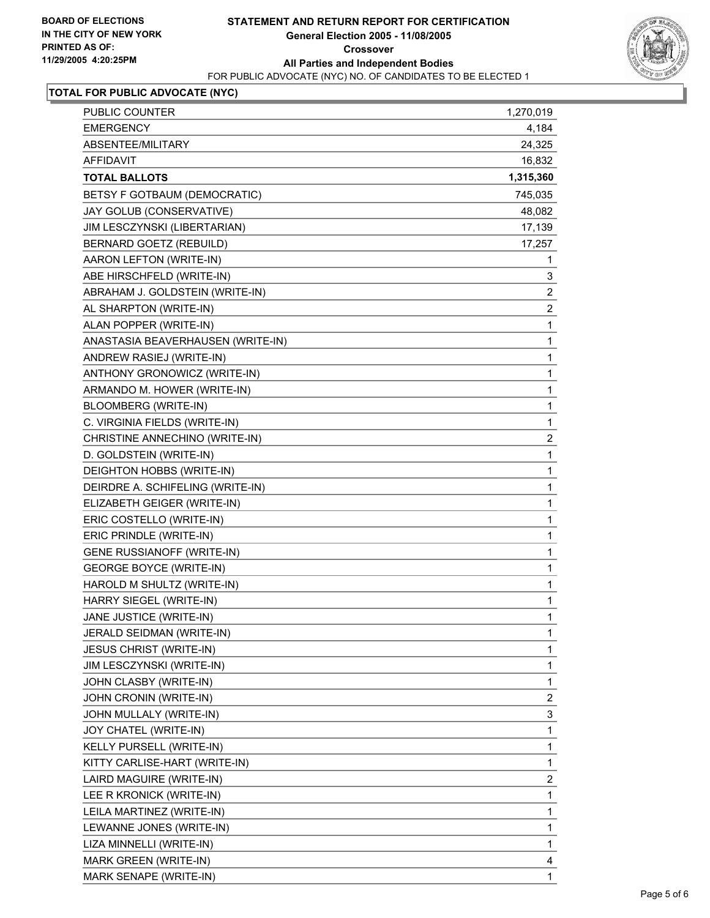**BOARD OF ELECTIONS IN THE CITY OF NEW YORK**
**PRINTED AS OF: 11/29/2005 4:20:25PM**

# STATEMENT AND RETURN REPORT FOR CERTIFICATION
## General Election 2005 - 11/08/2005
## Crossover
## All Parties and Independent Bodies

FOR PUBLIC ADVOCATE (NYC) NO. OF CANDIDATES TO BE ELECTED 1

### TOTAL FOR PUBLIC ADVOCATE (NYC)

| | |
|---|---|
| PUBLIC COUNTER | 1,270,019 |
| EMERGENCY | 4,184 |
| ABSENTEE/MILITARY | 24,325 |
| AFFIDAVIT | 16,832 |
| **TOTAL BALLOTS** | **1,315,360** |
| BETSY F GOTBAUM (DEMOCRATIC) | 745,035 |
| JAY GOLUB (CONSERVATIVE) | 48,082 |
| JIM LESCZYNSKI (LIBERTARIAN) | 17,139 |
| BERNARD GOETZ (REBUILD) | 17,257 |
| AARON LEFTON (WRITE-IN) | 1 |
| ABE HIRSCHFELD (WRITE-IN) | 3 |
| ABRAHAM J. GOLDSTEIN (WRITE-IN) | 2 |
| AL SHARPTON (WRITE-IN) | 2 |
| ALAN POPPER (WRITE-IN) | 1 |
| ANASTASIA BEAVERHAUSEN (WRITE-IN) | 1 |
| ANDREW RASIEJ (WRITE-IN) | 1 |
| ANTHONY GRONOWICZ (WRITE-IN) | 1 |
| ARMANDO M. HOWER (WRITE-IN) | 1 |
| BLOOMBERG (WRITE-IN) | 1 |
| C. VIRGINIA FIELDS (WRITE-IN) | 1 |
| CHRISTINE ANNECHINO (WRITE-IN) | 2 |
| D. GOLDSTEIN (WRITE-IN) | 1 |
| DEIGHTON HOBBS (WRITE-IN) | 1 |
| DEIRDRE A. SCHIFELING (WRITE-IN) | 1 |
| ELIZABETH GEIGER (WRITE-IN) | 1 |
| ERIC COSTELLO (WRITE-IN) | 1 |
| ERIC PRINDLE (WRITE-IN) | 1 |
| GENE RUSSIANOFF (WRITE-IN) | 1 |
| GEORGE BOYCE (WRITE-IN) | 1 |
| HAROLD M SHULTZ (WRITE-IN) | 1 |
| HARRY SIEGEL (WRITE-IN) | 1 |
| JANE JUSTICE (WRITE-IN) | 1 |
| JERALD SEIDMAN (WRITE-IN) | 1 |
| JESUS CHRIST (WRITE-IN) | 1 |
| JIM LESCZYNSKI (WRITE-IN) | 1 |
| JOHN CLASBY (WRITE-IN) | 1 |
| JOHN CRONIN (WRITE-IN) | 2 |
| JOHN MULLALY (WRITE-IN) | 3 |
| JOY CHATEL (WRITE-IN) | 1 |
| KELLY PURSELL (WRITE-IN) | 1 |
| KITTY CARLISE-HART (WRITE-IN) | 1 |
| LAIRD MAGUIRE (WRITE-IN) | 2 |
| LEE R KRONICK (WRITE-IN) | 1 |
| LEILA MARTINEZ (WRITE-IN) | 1 |
| LEWANNE JONES (WRITE-IN) | 1 |
| LIZA MINNELLI (WRITE-IN) | 1 |
| MARK GREEN (WRITE-IN) | 4 |
| MARK SENAPE (WRITE-IN) | 1 |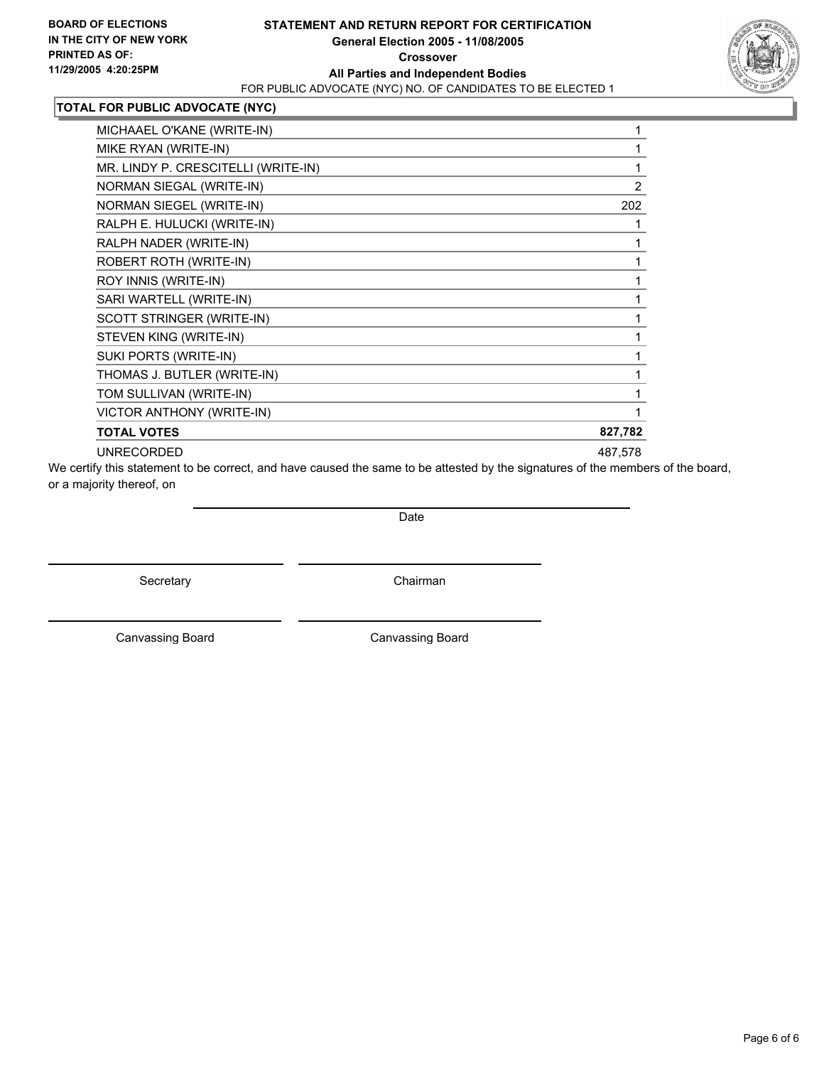**BOARD OF ELECTIONS IN THE CITY OF NEW YORK PRINTED AS OF: 11/29/2005 4:20:25PM**

**STATEMENT AND RETURN REPORT FOR CERTIFICATION**
**General Election 2005 - 11/08/2005**
**Crossover**
**All Parties and Independent Bodies**
FOR PUBLIC ADVOCATE (NYC) NO. OF CANDIDATES TO BE ELECTED 1

## TOTAL FOR PUBLIC ADVOCATE (NYC)

| | |
|---|---|
| MICHAAEL O'KANE (WRITE-IN) | 1 |
| MIKE RYAN (WRITE-IN) | 1 |
| MR. LINDY P. CRESCITELLI (WRITE-IN) | 1 |
| NORMAN SIEGAL (WRITE-IN) | 2 |
| NORMAN SIEGEL (WRITE-IN) | 202 |
| RALPH E. HULUCKI (WRITE-IN) | 1 |
| RALPH NADER (WRITE-IN) | 1 |
| ROBERT ROTH (WRITE-IN) | 1 |
| ROY INNIS (WRITE-IN) | 1 |
| SARI WARTELL (WRITE-IN) | 1 |
| SCOTT STRINGER (WRITE-IN) | 1 |
| STEVEN KING (WRITE-IN) | 1 |
| SUKI PORTS (WRITE-IN) | 1 |
| THOMAS J. BUTLER (WRITE-IN) | 1 |
| TOM SULLIVAN (WRITE-IN) | 1 |
| VICTOR ANTHONY (WRITE-IN) | 1 |
| **TOTAL VOTES** | **827,782** |
| UNRECORDED | 487,578 |

We certify this statement to be correct, and have caused the same to be attested by the signatures of the members of the board, or a majority thereof, on

Date

Secretary

Chairman

Canvassing Board

Canvassing Board